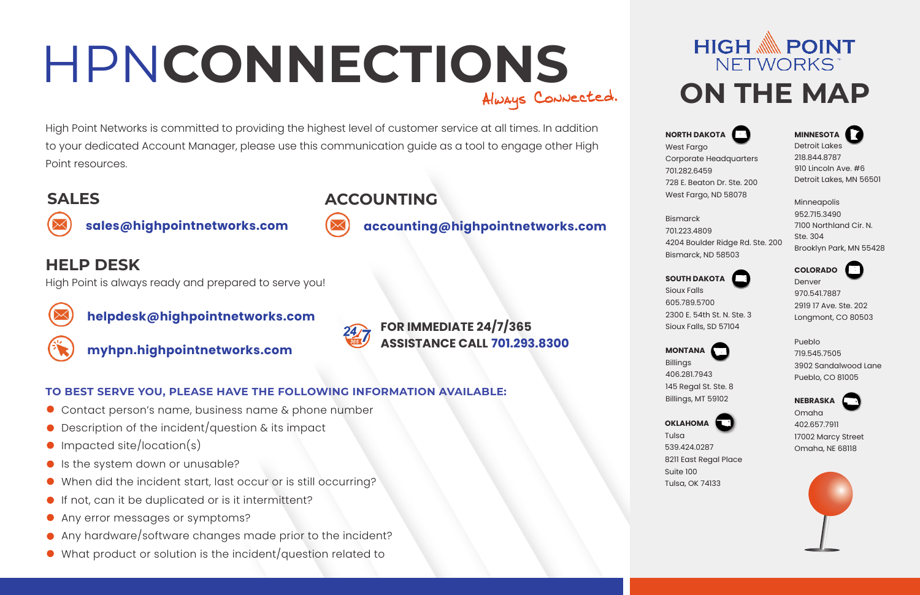# HPNCONNECTIONS

*Always Connected.*

High Point Networks is committed to providing the highest level of customer service at all times. In addition to your dedicated Account Manager, please use this communication guide as a tool to engage other High Point resources.

## SALES

**sales@highpointnetworks.com**

## ACCOUNTING

**accounting@highpointnetworks.com**

## HELP DESK

High Point is always ready and prepared to serve you!

**helpdesk@highpointnetworks.com**

**myhpn.highpointnetworks.com**

**FOR IMMEDIATE 24/7/365 ASSISTANCE CALL 701.293.8300**

### TO BEST SERVE YOU, PLEASE HAVE THE FOLLOWING INFORMATION AVAILABLE:

- Contact person's name, business name & phone number
- Description of the incident/question & its impact
- Impacted site/location(s)
- Is the system down or unusable?
- When did the incident start, last occur or is still occurring?
- If not, can it be duplicated or is it intermittent?
- Any error messages or symptoms?
- Any hardware/software changes made prior to the incident?
- What product or solution is the incident/question related to

# HIGH POINT NETWORKS ON THE MAP

**NORTH DAKOTA**

West Fargo
Corporate Headquarters
701.282.6459
728 E. Beaton Dr. Ste. 200
West Fargo, ND 58078

Bismarck
701.223.4809
4204 Boulder Ridge Rd. Ste. 200
Bismarck, ND 58503

**SOUTH DAKOTA**

Sioux Falls
605.789.5700
2300 E. 54th St. N. Ste. 3
Sioux Falls, SD 57104

**MONTANA**

Billings
406.281.7943
145 Regal St. Ste. 8
Billings, MT 59102

**OKLAHOMA**

Tulsa
539.424.0287
8211 East Regal Place
Suite 100
Tulsa, OK 74133

**MINNESOTA**

Detroit Lakes
218.844.8787
910 Lincoln Ave. #6
Detroit Lakes, MN 56501

Minneapolis
952.715.3490
7100 Northland Cir. N.
Ste. 304
Brooklyn Park, MN 55428

**COLORADO**

Denver
970.541.7887
2919 17 Ave. Ste. 202
Longmont, CO 80503

Pueblo
719.545.7505
3902 Sandalwood Lane
Pueblo, CO 81005

**NEBRASKA**

Omaha
402.657.7911
17002 Marcy Street
Omaha, NE 68118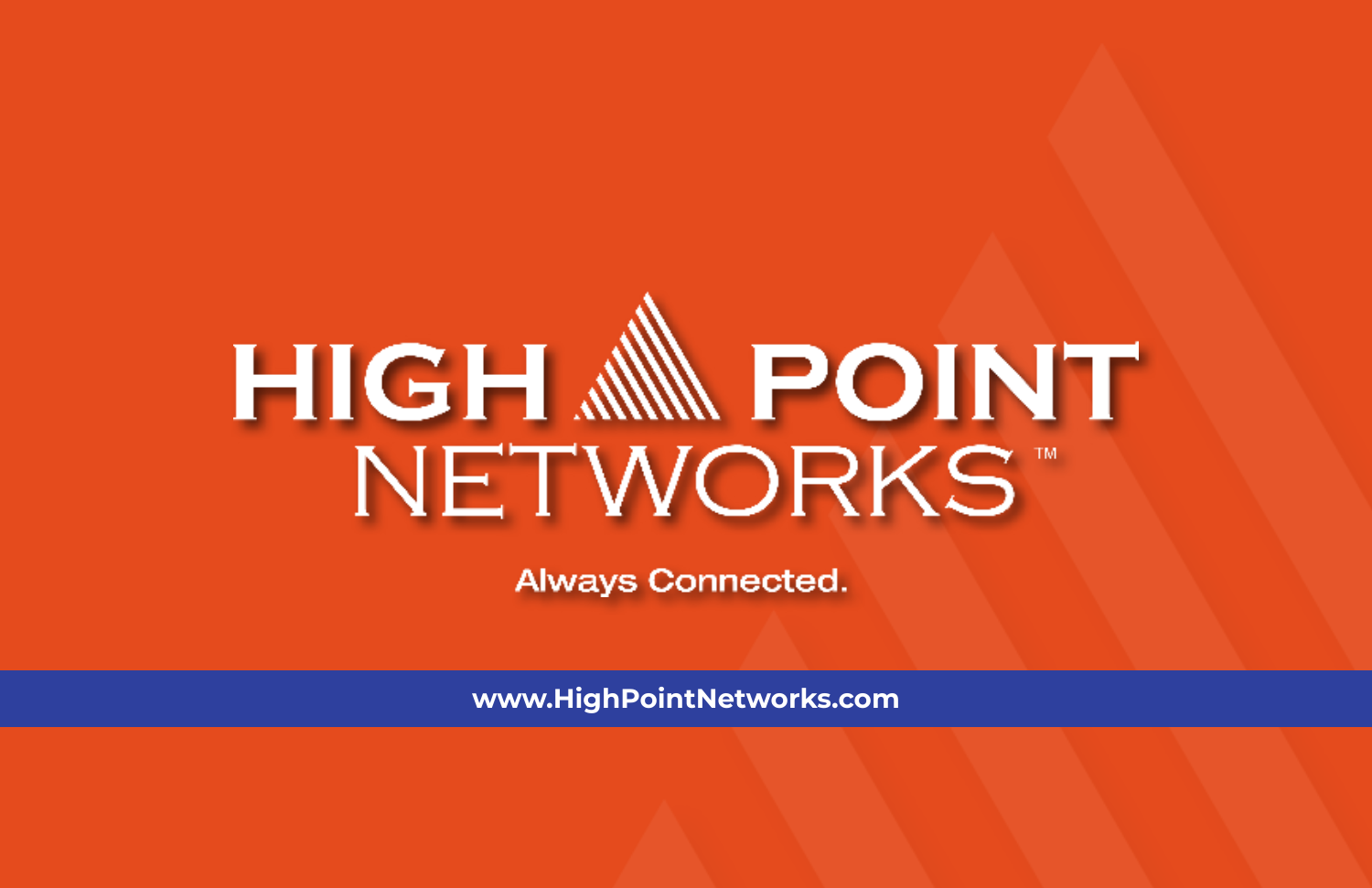# HIGH POINT NETWORKS™

Always Connected.

www.HighPointNetworks.com